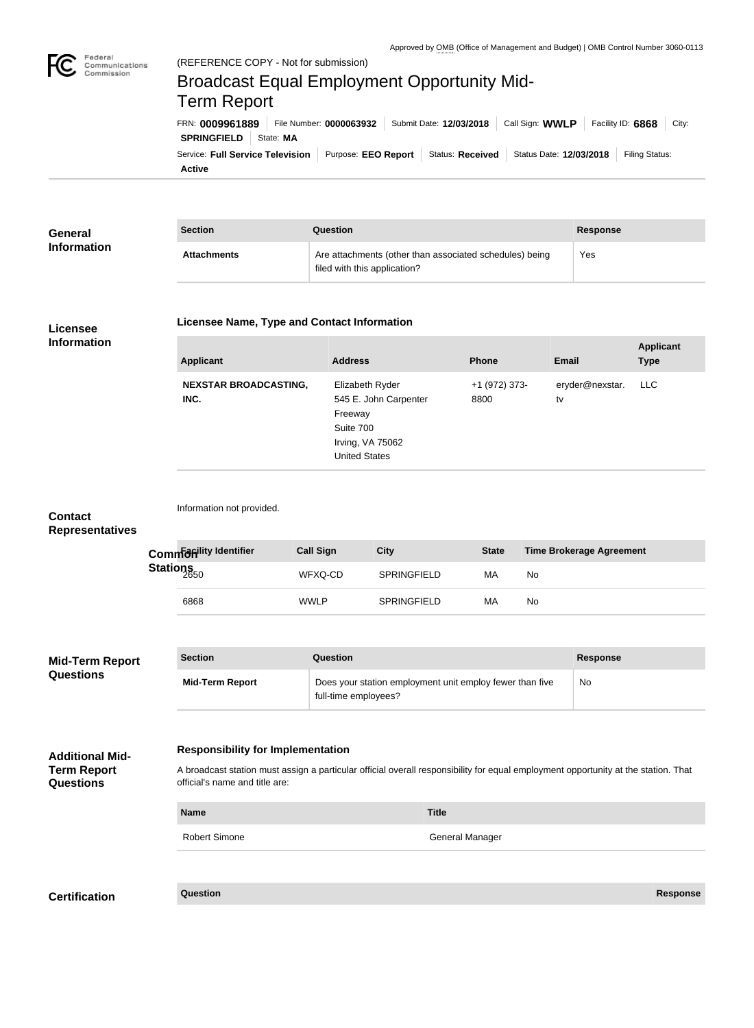Approved by OMB (Office of Management and Budget) | OMB Control Number 3060-0113

Federal Communications Commission

(REFERENCE COPY - Not for submission)

# Broadcast Equal Employment Opportunity Mid-Term Report

FRN: **0009961889** | File Number: **0000063932** | Submit Date: **12/03/2018** | Call Sign: **WWLP** | Facility ID: **6868** | City: **SPRINGFIELD** | State: **MA**

Service: **Full Service Television** | Purpose: **EEO Report** | Status: **Received** | Status Date: **12/03/2018** | Filing Status: **Active**

## General Information

| Section | Question | Response |
|---|---|---|
| **Attachments** | Are attachments (other than associated schedules) being filed with this application? | Yes |

## Licensee Information

### Licensee Name, Type and Contact Information

| Applicant | Address | Phone | Email | Applicant Type |
|---|---|---|---|---|
| **NEXSTAR BROADCASTING, INC.** | Elizabeth Ryder<br>545 E. John Carpenter Freeway<br>Suite 700<br>Irving, VA 75062<br>United States | +1 (972) 373-8800 | eryder@nexstar.tv | LLC |

## Contact Representatives

Information not provided.

## Common Stations

| Facility Identifier | Call Sign | City | State | Time Brokerage Agreement |
|---|---|---|---|---|
| 2650 | WFXQ-CD | SPRINGFIELD | MA | No |
| 6868 | WWLP | SPRINGFIELD | MA | No |

## Mid-Term Report Questions

| Section | Question | Response |
|---|---|---|
| **Mid-Term Report** | Does your station employment unit employ fewer than five full-time employees? | No |

## Additional Mid-Term Report Questions

### Responsibility for Implementation

A broadcast station must assign a particular official overall responsibility for equal employment opportunity at the station. That official's name and title are:

| Name | Title |
|---|---|
| Robert Simone | General Manager |

## Certification

| Question | Response |
|---|---|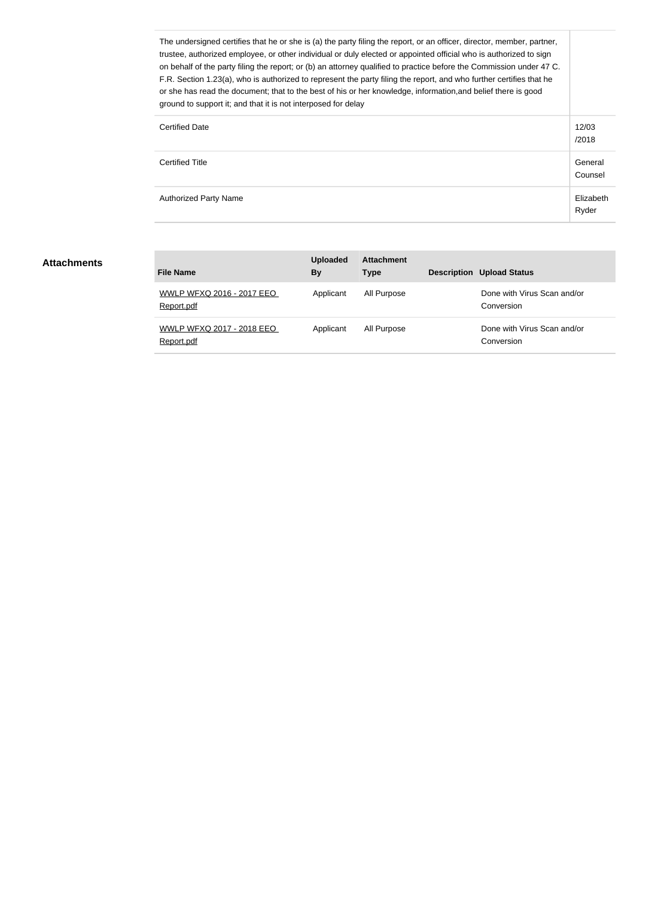| | |
|---|---|
| The undersigned certifies that he or she is (a) the party filing the report, or an officer, director, member, partner, trustee, authorized employee, or other individual or duly elected or appointed official who is authorized to sign on behalf of the party filing the report; or (b) an attorney qualified to practice before the Commission under 47 C.F.R. Section 1.23(a), who is authorized to represent the party filing the report, and who further certifies that he or she has read the document; that to the best of his or her knowledge, information,and belief there is good ground to support it; and that it is not interposed for delay | |
| Certified Date | 12/03/2018 |
| Certified Title | General Counsel |
| Authorized Party Name | Elizabeth Ryder |

**Attachments**

| File Name | Uploaded By | Attachment Type | Description | Upload Status |
|---|---|---|---|---|
| WWLP WFXQ 2016 - 2017 EEO Report.pdf | Applicant | All Purpose | | Done with Virus Scan and/or Conversion |
| WWLP WFXQ 2017 - 2018 EEO Report.pdf | Applicant | All Purpose | | Done with Virus Scan and/or Conversion |